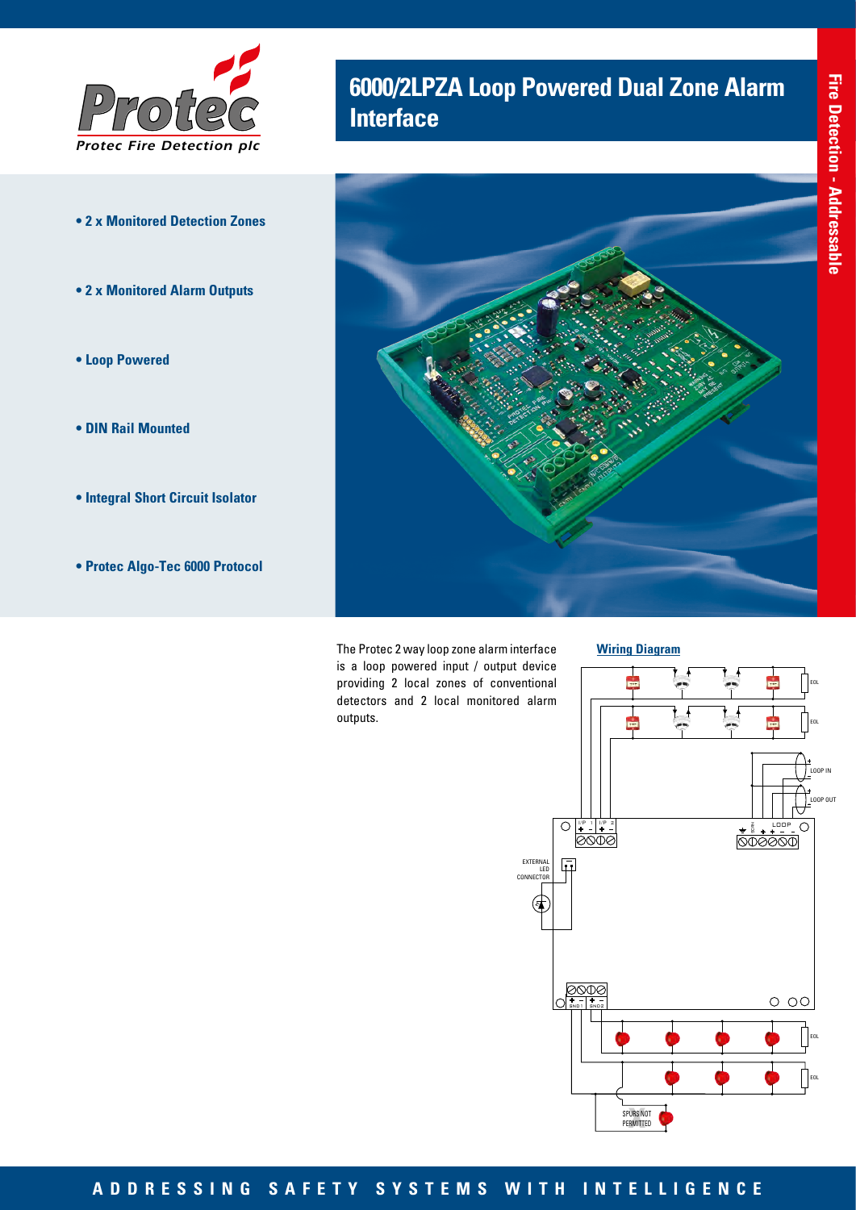Protec Fire Detection plc

# 6000/2LPZA Loop Powered Dual Zone Alarm Interface

Fire Detection - Addressable

- **2 x Monitored Detection Zones**
- **2 x Monitored Alarm Outputs**
- **Loop Powered**
- **DIN Rail Mounted**
- **Integral Short Circuit Isolator**
- **Protec Algo-Tec 6000 Protocol**

The Protec 2 way loop zone alarm interface is a loop powered input / output device providing 2 local zones of conventional detectors and 2 local monitored alarm outputs.

**Wiring Diagram**

EOL

EOL

LOOP IN

LOOP OUT

I/P 1 + −

I/P 2 + −

SCRN

LOOP + + − −

EXTERNAL LED CONNECTOR

SND1 + −

SND2 + −

EOL

EOL

SPURS NOT PERMITTED

ADDRESSING SAFETY SYSTEMS WITH INTELLIGENCE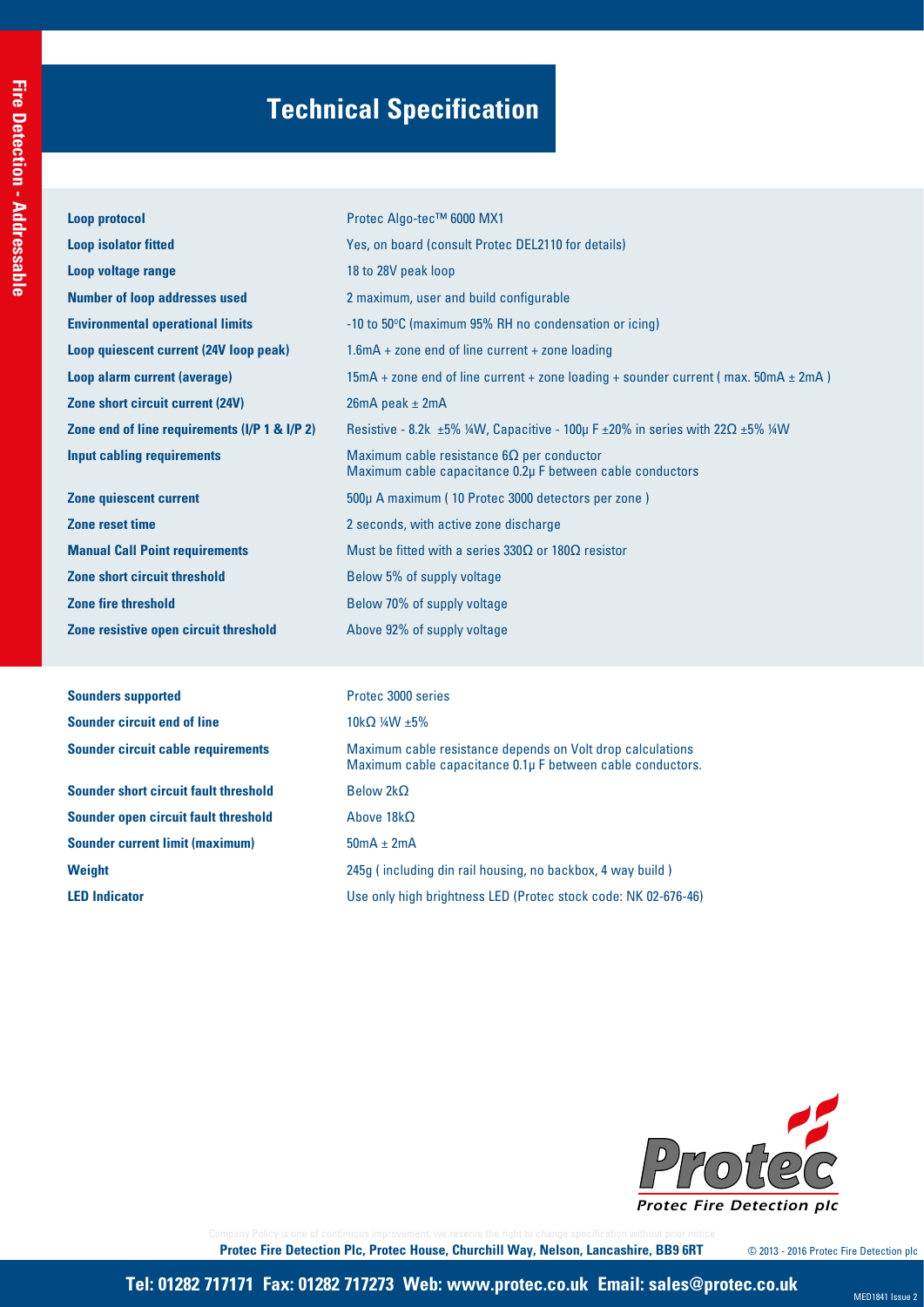# Technical Specification

| | |
|---|---|
| **Loop protocol** | Protec Algo-tec™ 6000 MX1 |
| **Loop isolator fitted** | Yes, on board (consult Protec DEL2110 for details) |
| **Loop voltage range** | 18 to 28V peak loop |
| **Number of loop addresses used** | 2 maximum, user and build configurable |
| **Environmental operational limits** | -10 to 50°C (maximum 95% RH no condensation or icing) |
| **Loop quiescent current (24V loop peak)** | 1.6mA + zone end of line current + zone loading |
| **Loop alarm current (average)** | 15mA + zone end of line current + zone loading + sounder current ( max. 50mA ± 2mA ) |
| **Zone short circuit current (24V)** | 26mA peak ± 2mA |
| **Zone end of line requirements (I/P 1 & I/P 2)** | Resistive - 8.2k ±5% ¼W, Capacitive - 100µ F ±20% in series with 22Ω ±5% ¼W |
| **Input cabling requirements** | Maximum cable resistance 6Ω per conductor<br>Maximum cable capacitance 0.2µ F between cable conductors |
| **Zone quiescent current** | 500µ A maximum ( 10 Protec 3000 detectors per zone ) |
| **Zone reset time** | 2 seconds, with active zone discharge |
| **Manual Call Point requirements** | Must be fitted with a series 330Ω or 180Ω resistor |
| **Zone short circuit threshold** | Below 5% of supply voltage |
| **Zone fire threshold** | Below 70% of supply voltage |
| **Zone resistive open circuit threshold** | Above 92% of supply voltage |

| | |
|---|---|
| **Sounders supported** | Protec 3000 series |
| **Sounder circuit end of line** | 10kΩ ¼W ±5% |
| **Sounder circuit cable requirements** | Maximum cable resistance depends on Volt drop calculations<br>Maximum cable capacitance 0.1µ F between cable conductors. |
| **Sounder short circuit fault threshold** | Below 2kΩ |
| **Sounder open circuit fault threshold** | Above 18kΩ |
| **Sounder current limit (maximum)** | 50mA ± 2mA |
| **Weight** | 245g ( including din rail housing, no backbox, 4 way build ) |
| **LED Indicator** | Use only high brightness LED (Protec stock code: NK 02-676-46) |

Protec Fire Detection plc

Company Policy is one of continuous improvement, we reserve the right to change specification without prior notice

**Protec Fire Detection Plc, Protec House, Churchill Way, Nelson, Lancashire, BB9 6RT**

© 2013 - 2016 Protec Fire Detection plc

**Tel: 01282 717171 Fax: 01282 717273 Web: www.protec.co.uk Email: sales@protec.co.uk**

MED1841 Issue 2